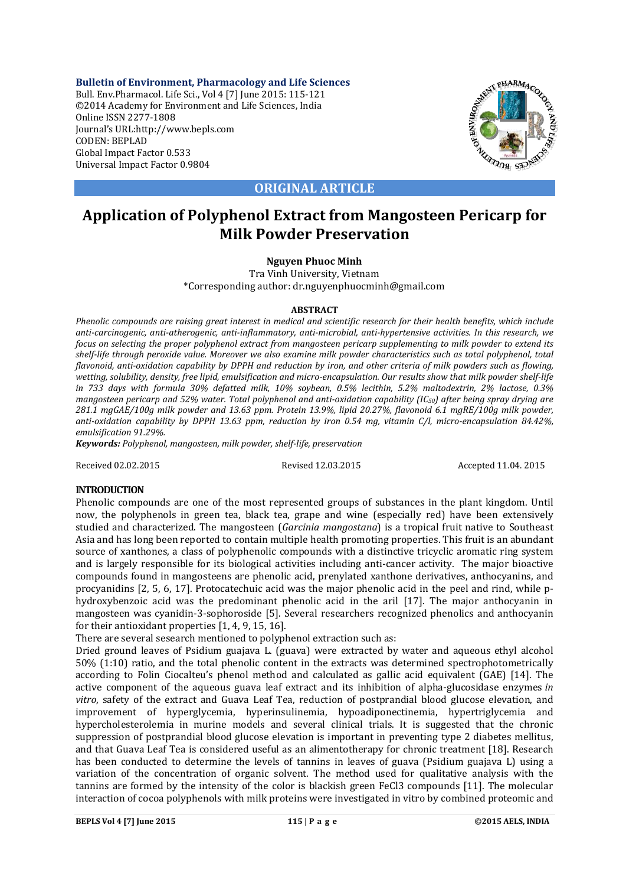**Bulletin of Environment, Pharmacology and Life Sciences**
Bull. Env.Pharmacol. Life Sci., Vol 4 [7] June 2015: 115-121
©2014 Academy for Environment and Life Sciences, India
Online ISSN 2277-1808
Journal's URL:http://www.bepls.com
CODEN: BEPLAD
Global Impact Factor 0.533
Universal Impact Factor 0.9804

**ORIGINAL ARTICLE**

# Application of Polyphenol Extract from Mangosteen Pericarp for Milk Powder Preservation

**Nguyen Phuoc Minh**

Tra Vinh University, Vietnam

*Corresponding author: dr.nguyenphuocminh@gmail.com

**ABSTRACT**

*Phenolic compounds are raising great interest in medical and scientific research for their health benefits, which include anti-carcinogenic, anti-atherogenic, anti-inflammatory, anti-microbial, anti-hypertensive activities. In this research, we focus on selecting the proper polyphenol extract from mangosteen pericarp supplementing to milk powder to extend its shelf-life through peroxide value. Moreover we also examine milk powder characteristics such as total polyphenol, total flavonoid, anti-oxidation capability by DPPH and reduction by iron, and other criteria of milk powders such as flowing, wetting, solubility, density, free lipid, emulsification and micro-encapsulation. Our results show that milk powder shelf-life in 733 days with formula 30% defatted milk, 10% soybean, 0.5% lecithin, 5.2% maltodextrin, 2% lactose, 0.3% mangosteen pericarp and 52% water. Total polyphenol and anti-oxidation capability ($IC_{50}$) after being spray drying are 281.1 mgGAE/100g milk powder and 13.63 ppm. Protein 13.9%, lipid 20.27%, flavonoid 6.1 mgRE/100g milk powder, anti-oxidation capability by DPPH 13.63 ppm, reduction by iron 0.54 mg, vitamin C/l, micro-encapsulation 84.42%, emulsification 91.29%.*

***Keywords:*** *Polyphenol, mangosteen, milk powder, shelf-life, preservation*

Received 02.02.2015 Revised 12.03.2015 Accepted 11.04. 2015

## INTRODUCTION

Phenolic compounds are one of the most represented groups of substances in the plant kingdom. Until now, the polyphenols in green tea, black tea, grape and wine (especially red) have been extensively studied and characterized. The mangosteen (*Garcinia mangostana*) is a tropical fruit native to Southeast Asia and has long been reported to contain multiple health promoting properties. This fruit is an abundant source of xanthones, a class of polyphenolic compounds with a distinctive tricyclic aromatic ring system and is largely responsible for its biological activities including anti-cancer activity. The major bioactive compounds found in mangosteens are phenolic acid, prenylated xanthone derivatives, anthocyanins, and procyanidins [2, 5, 6, 17]. Protocatechuic acid was the major phenolic acid in the peel and rind, while p-hydroxybenzoic acid was the predominant phenolic acid in the aril [17]. The major anthocyanin in mangosteen was cyanidin-3-sophoroside [5]. Several researchers recognized phenolics and anthocyanin for their antioxidant properties [1, 4, 9, 15, 16].

There are several sesearch mentioned to polyphenol extraction such as:

Dried ground leaves of Psidium guajava L. (guava) were extracted by water and aqueous ethyl alcohol 50% (1:10) ratio, and the total phenolic content in the extracts was determined spectrophotometrically according to Folin Ciocalteu's phenol method and calculated as gallic acid equivalent (GAE) [14]. The active component of the aqueous guava leaf extract and its inhibition of alpha-glucosidase enzymes *in vitro*, safety of the extract and Guava Leaf Tea, reduction of postprandial blood glucose elevation, and improvement of hyperglycemia, hyperinsulinemia, hypoadiponectinemia, hypertriglycemia and hypercholesterolemia in murine models and several clinical trials. It is suggested that the chronic suppression of postprandial blood glucose elevation is important in preventing type 2 diabetes mellitus, and that Guava Leaf Tea is considered useful as an alimentotherapy for chronic treatment [18]. Research has been conducted to determine the levels of tannins in leaves of guava (Psidium guajava L) using a variation of the concentration of organic solvent. The method used for qualitative analysis with the tannins are formed by the intensity of the color is blackish green $FeCl_3$ compounds [11]. The molecular interaction of cocoa polyphenols with milk proteins were investigated in vitro by combined proteomic and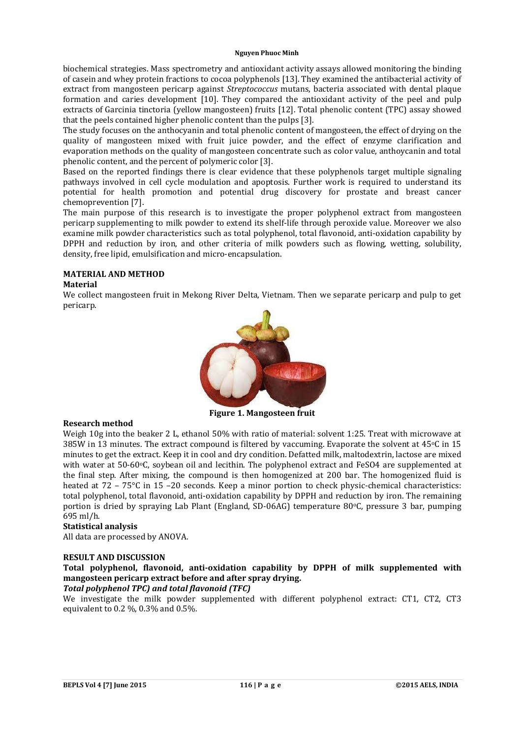biochemical strategies. Mass spectrometry and antioxidant activity assays allowed monitoring the binding of casein and whey protein fractions to cocoa polyphenols [13]. They examined the antibacterial activity of extract from mangosteen pericarp against *Streptococcus* mutans, bacteria associated with dental plaque formation and caries development [10]. They compared the antioxidant activity of the peel and pulp extracts of Garcinia tinctoria (yellow mangosteen) fruits [12]. Total phenolic content (TPC) assay showed that the peels contained higher phenolic content than the pulps [3].

The study focuses on the anthocyanin and total phenolic content of mangosteen, the effect of drying on the quality of mangosteen mixed with fruit juice powder, and the effect of enzyme clarification and evaporation methods on the quality of mangosteen concentrate such as color value, anthoycanin and total phenolic content, and the percent of polymeric color [3].

Based on the reported findings there is clear evidence that these polyphenols target multiple signaling pathways involved in cell cycle modulation and apoptosis. Further work is required to understand its potential for health promotion and potential drug discovery for prostate and breast cancer chemoprevention [7].

The main purpose of this research is to investigate the proper polyphenol extract from mangosteen pericarp supplementing to milk powder to extend its shelf-life through peroxide value. Moreover we also examine milk powder characteristics such as total polyphenol, total flavonoid, anti-oxidation capability by DPPH and reduction by iron, and other criteria of milk powders such as flowing, wetting, solubility, density, free lipid, emulsification and micro-encapsulation.

## MATERIAL AND METHOD

### Material

We collect mangosteen fruit in Mekong River Delta, Vietnam. Then we separate pericarp and pulp to get pericarp.

**Figure 1. Mangosteen fruit**

### Research method

Weigh 10g into the beaker 2 L, ethanol 50% with ratio of material: solvent 1:25. Treat with microwave at 385W in 13 minutes. The extract compound is filtered by vaccuming. Evaporate the solvent at 45$^{o}$C in 15 minutes to get the extract. Keep it in cool and dry condition. Defatted milk, maltodextrin, lactose are mixed with water at 50-60$^{o}$C, soybean oil and lecithin. The polyphenol extract and FeSO4 are supplemented at the final step. After mixing, the compound is then homogenized at 200 bar. The homogenized fluid is heated at 72 – 75°C in 15 –20 seconds. Keep a minor portion to check physic-chemical characteristics: total polyphenol, total flavonoid, anti-oxidation capability by DPPH and reduction by iron. The remaining portion is dried by spraying Lab Plant (England, SD-06AG) temperature 80$^{o}$C, pressure 3 bar, pumping 695 ml/h.

### Statistical analysis

All data are processed by ANOVA.

## RESULT AND DISCUSSION

### Total polyphenol, flavonoid, anti-oxidation capability by DPPH of milk supplemented with mangosteen pericarp extract before and after spray drying.

#### *Total polyphenol TPC) and total flavonoid (TFC)*

We investigate the milk powder supplemented with different polyphenol extract: CT1, CT2, CT3 equivalent to 0.2 %, 0.3% and 0.5%.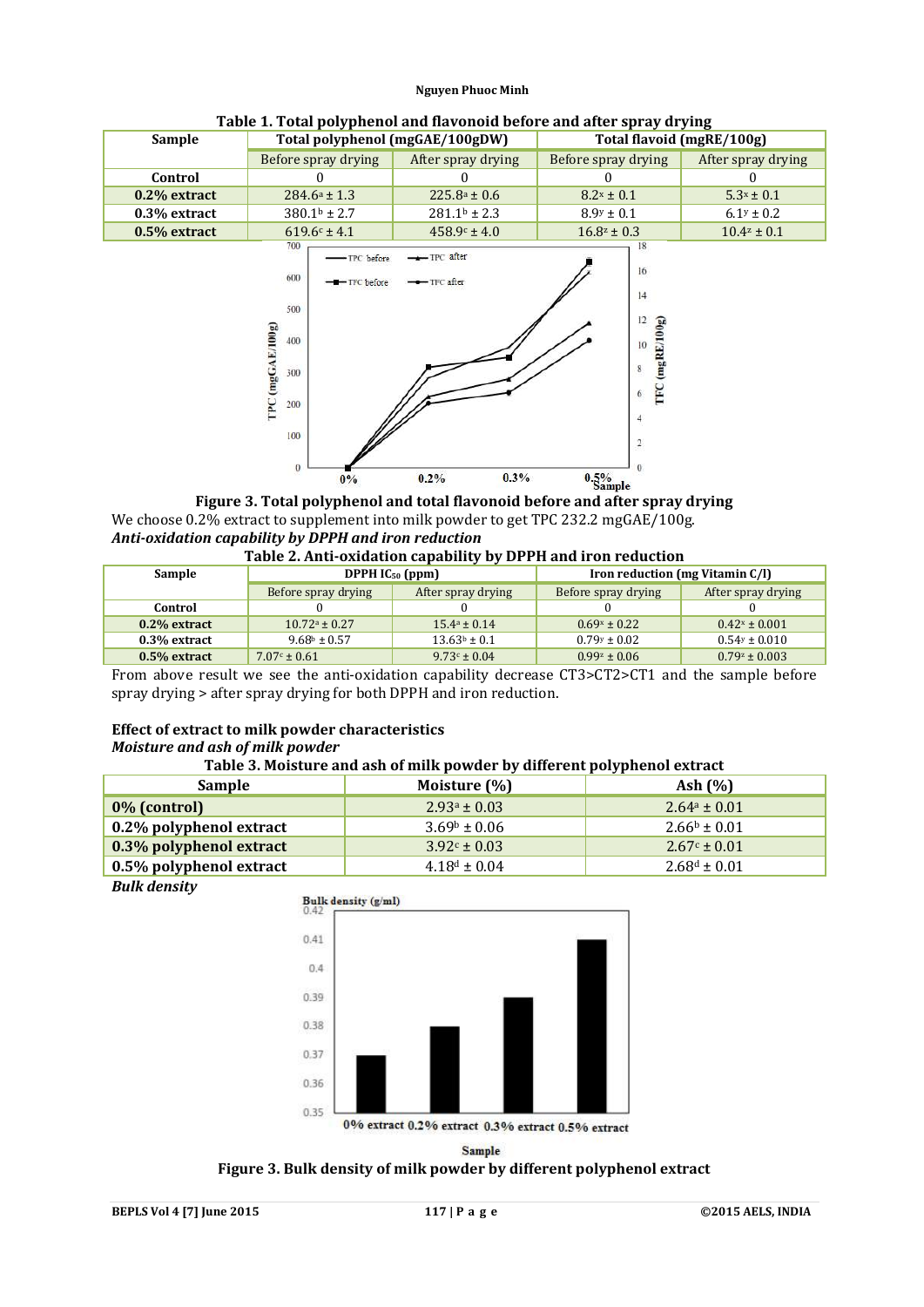**Table 1. Total polyphenol and flavonoid before and after spray drying**

| Sample | Total polyphenol (mgGAE/100gDW) | | Total flavoid (mgRE/100g) | |
|---|---|---|---|---|
| | Before spray drying | After spray drying | Before spray drying | After spray drying |
| **Control** | 0 | 0 | 0 | 0 |
| **0.2% extract** | $284.6^a \pm 1.3$ | $225.8^a \pm 0.6$ | $8.2^x \pm 0.1$ | $5.3^x \pm 0.1$ |
| **0.3% extract** | $380.1^b \pm 2.7$ | $281.1^b \pm 2.3$ | $8.9^y \pm 0.1$ | $6.1^y \pm 0.2$ |
| **0.5% extract** | $619.6^c \pm 4.1$ | $458.9^c \pm 4.0$ | $16.8^z \pm 0.3$ | $10.4^z \pm 0.1$ |

**Figure 3. Total polyphenol and total flavonoid before and after spray drying**

We choose 0.2% extract to supplement into milk powder to get TPC 232.2 mgGAE/100g.

***Anti-oxidation capability by DPPH and iron reduction***

**Table 2. Anti-oxidation capability by DPPH and iron reduction**

| Sample | DPPH $IC_{50}$ (ppm) | | Iron reduction (mg Vitamin C/l) | |
|---|---|---|---|---|
| | Before spray drying | After spray drying | Before spray drying | After spray drying |
| **Control** | 0 | 0 | 0 | 0 |
| **0.2% extract** | $10.72^a \pm 0.27$ | $15.4^a \pm 0.14$ | $0.69^x \pm 0.22$ | $0.42^x \pm 0.001$ |
| **0.3% extract** | $9.68^b \pm 0.57$ | $13.63^b \pm 0.1$ | $0.79^y \pm 0.02$ | $0.54^y \pm 0.010$ |
| **0.5% extract** | $7.07^c \pm 0.61$ | $9.73^c \pm 0.04$ | $0.99^z \pm 0.06$ | $0.79^z \pm 0.003$ |

From above result we see the anti-oxidation capability decrease CT3>CT2>CT1 and the sample before spray drying > after spray drying for both DPPH and iron reduction.

**Effect of extract to milk powder characteristics**

***Moisture and ash of milk powder***

**Table 3. Moisture and ash of milk powder by different polyphenol extract**

| Sample | Moisture (%) | Ash (%) |
|---|---|---|
| **0% (control)** | $2.93^a \pm 0.03$ | $2.64^a \pm 0.01$ |
| **0.2% polyphenol extract** | $3.69^b \pm 0.06$ | $2.66^b \pm 0.01$ |
| **0.3% polyphenol extract** | $3.92^c \pm 0.03$ | $2.67^c \pm 0.01$ |
| **0.5% polyphenol extract** | $4.18^d \pm 0.04$ | $2.68^d \pm 0.01$ |

***Bulk density***

**Figure 3. Bulk density of milk powder by different polyphenol extract**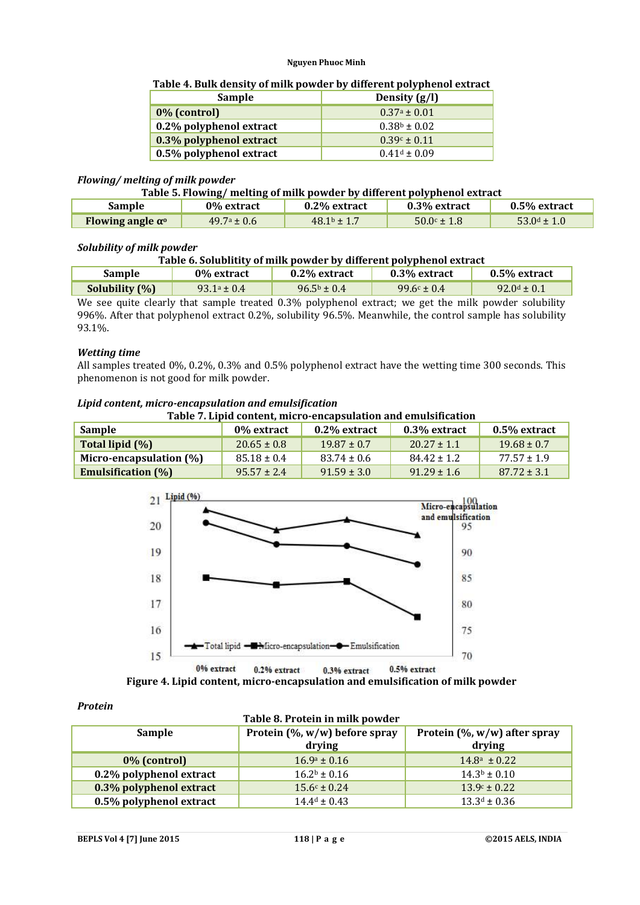**Table 4. Bulk density of milk powder by different polyphenol extract**

| Sample | Density (g/l) |
|---|---|
| 0% (control) | 0.37[a] ± 0.01 |
| 0.2% polyphenol extract | 0.38[b] ± 0.02 |
| 0.3% polyphenol extract | 0.39[c] ± 0.11 |
| 0.5% polyphenol extract | 0.41[d] ± 0.09 |

*Flowing/ melting of milk powder*

**Table 5. Flowing/ melting of milk powder by different polyphenol extract**

| Sample | 0% extract | 0.2% extract | 0.3% extract | 0.5% extract |
|---|---|---|---|---|
| Flowing angle α° | 49.7[a] ± 0.6 | 48.1[b] ± 1.7 | 50.0[c] ± 1.8 | 53.0[d] ± 1.0 |

*Solubility of milk powder*

**Table 6. Solublitity of milk powder by different polyphenol extract**

| Sample | 0% extract | 0.2% extract | 0.3% extract | 0.5% extract |
|---|---|---|---|---|
| Solubility (%) | 93.1[a] ± 0.4 | 96.5[b] ± 0.4 | 99.6[c] ± 0.4 | 92.0[d] ± 0.1 |

We see quite clearly that sample treated 0.3% polyphenol extract; we get the milk powder solubility 996%. After that polyphenol extract 0.2%, solubility 96.5%. Meanwhile, the control sample has solubility 93.1%.

*Wetting time*

All samples treated 0%, 0.2%, 0.3% and 0.5% polyphenol extract have the wetting time 300 seconds. This phenomenon is not good for milk powder.

*Lipid content, micro-encapsulation and emulsification*

**Table 7. Lipid content, micro-encapsulation and emulsification**

| Sample | 0% extract | 0.2% extract | 0.3% extract | 0.5% extract |
|---|---|---|---|---|
| Total lipid (%) | 20.65 ± 0.8 | 19.87 ± 0.7 | 20.27 ± 1.1 | 19.68 ± 0.7 |
| Micro-encapsulation (%) | 85.18 ± 0.4 | 83.74 ± 0.6 | 84.42 ± 1.2 | 77.57 ± 1.9 |
| Emulsification (%) | 95.57 ± 2.4 | 91.59 ± 3.0 | 91.29 ± 1.6 | 87.72 ± 3.1 |

**Figure 4. Lipid content, micro-encapsulation and emulsification of milk powder**

*Protein*

**Table 8. Protein in milk powder**

| Sample | Protein (%, w/w) before spray drying | Protein (%, w/w) after spray drying |
|---|---|---|
| 0% (control) | 16.9[a] ± 0.16 | 14.8[a] ± 0.22 |
| 0.2% polyphenol extract | 16.2[b] ± 0.16 | 14.3[b] ± 0.10 |
| 0.3% polyphenol extract | 15.6[c] ± 0.24 | 13.9[c] ± 0.22 |
| 0.5% polyphenol extract | 14.4[d] ± 0.43 | 13.3[d] ± 0.36 |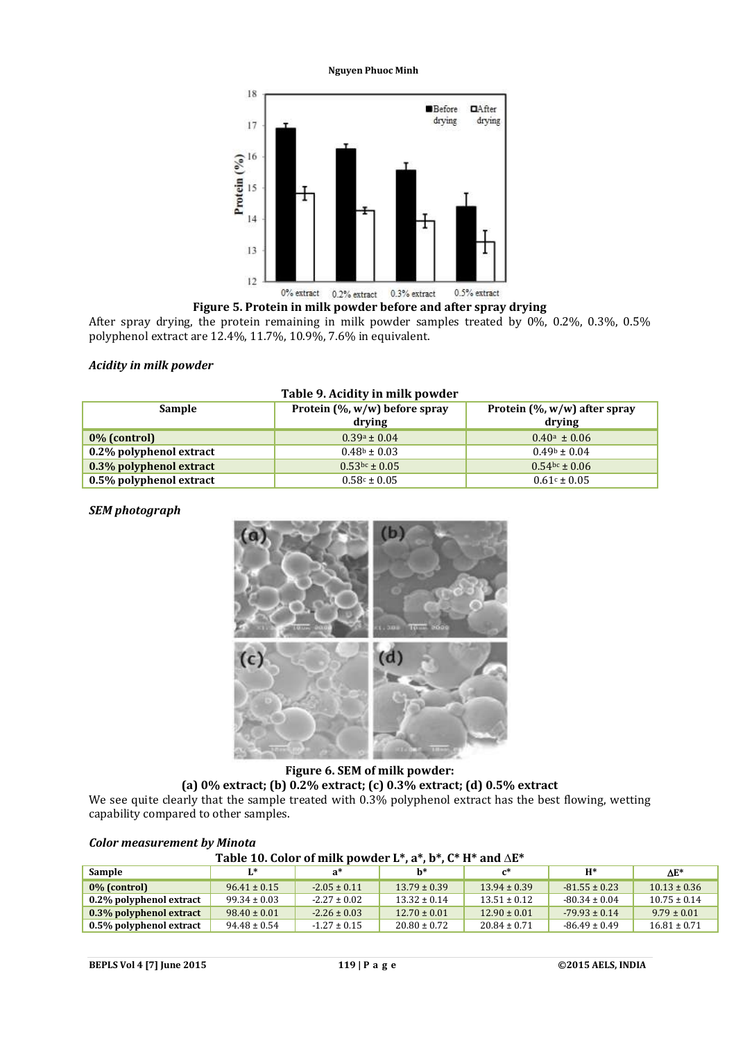**Figure 5. Protein in milk powder before and after spray drying**

After spray drying, the protein remaining in milk powder samples treated by 0%, 0.2%, 0.3%, 0.5% polyphenol extract are 12.4%, 11.7%, 10.9%, 7.6% in equivalent.

### *Acidity in milk powder*

**Table 9. Acidity in milk powder**

| Sample | Protein (%, w/w) before spray drying | Protein (%, w/w) after spray drying |
|---|---|---|
| **0% (control)** | $0.39^{a} \pm 0.04$ | $0.40^{a} \pm 0.06$ |
| **0.2% polyphenol extract** | $0.48^{b} \pm 0.03$ | $0.49^{b} \pm 0.04$ |
| **0.3% polyphenol extract** | $0.53^{bc} \pm 0.05$ | $0.54^{bc} \pm 0.06$ |
| **0.5% polyphenol extract** | $0.58^{c} \pm 0.05$ | $0.61^{c} \pm 0.05$ |

### *SEM photograph*

**Figure 6. SEM of milk powder:**
**(a) 0% extract; (b) 0.2% extract; (c) 0.3% extract; (d) 0.5% extract**

We see quite clearly that the sample treated with 0.3% polyphenol extract has the best flowing, wetting capability compared to other samples.

### *Color measurement by Minota*

**Table 10. Color of milk powder L\*, a\*, b\*, C\* H\* and ∆E\***

| Sample | L* | a* | b* | c* | H* | ∆E* |
|---|---|---|---|---|---|---|
| **0% (control)** | 96.41 ± 0.15 | -2.05 ± 0.11 | 13.79 ± 0.39 | 13.94 ± 0.39 | -81.55 ± 0.23 | 10.13 ± 0.36 |
| **0.2% polyphenol extract** | 99.34 ± 0.03 | -2.27 ± 0.02 | 13.32 ± 0.14 | 13.51 ± 0.12 | -80.34 ± 0.04 | 10.75 ± 0.14 |
| **0.3% polyphenol extract** | 98.40 ± 0.01 | -2.26 ± 0.03 | 12.70 ± 0.01 | 12.90 ± 0.01 | -79.93 ± 0.14 | 9.79 ± 0.01 |
| **0.5% polyphenol extract** | 94.48 ± 0.54 | -1.27 ± 0.15 | 20.80 ± 0.72 | 20.84 ± 0.71 | -86.49 ± 0.49 | 16.81 ± 0.71 |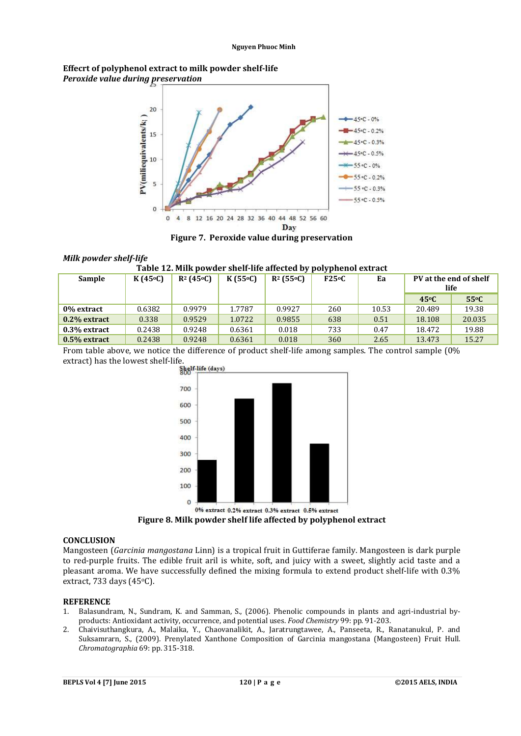**Effecrt of polyphenol extract to milk powder shelf-life**

*Peroxide value during preservation*

Figure 7. Peroxide value during preservation

*Milk powder shelf-life*

**Table 12. Milk powder shelf-life affected by polyphenol extract**

| Sample | K (45°C) | $R^2$ (45°C) | K (55°C) | $R^2$ (55°C) | F25°C | Ea | PV at the end of shelf life | |
|---|---|---|---|---|---|---|---|---|
| | | | | | | | 45°C | 55°C |
| **0% extract** | 0.6382 | 0.9979 | 1.7787 | 0.9927 | 260 | 10.53 | 20.489 | 19.38 |
| **0.2% extract** | 0.338 | 0.9529 | 1.0722 | 0.9855 | 638 | 0.51 | 18.108 | 20.035 |
| **0.3% extract** | 0.2438 | 0.9248 | 0.6361 | 0.018 | 733 | 0.47 | 18.472 | 19.88 |
| **0.5% extract** | 0.2438 | 0.9248 | 0.6361 | 0.018 | 360 | 2.65 | 13.473 | 15.27 |

From table above, we notice the difference of product shelf-life among samples. The control sample (0% extract) has the lowest shelf-life.

Figure 8. Milk powder shelf life affected by polyphenol extract

## CONCLUSION

Mangosteen (*Garcinia mangostana* Linn) is a tropical fruit in Guttiferae family. Mangosteen is dark purple to red-purple fruits. The edible fruit aril is white, soft, and juicy with a sweet, slightly acid taste and a pleasant aroma. We have successfully defined the mixing formula to extend product shelf-life with 0.3% extract, 733 days (45°C).

## REFERENCE

1. Balasundram, N., Sundram, K. and Samman, S., (2006). Phenolic compounds in plants and agri-industrial by-products: Antioxidant activity, occurrence, and potential uses. *Food Chemistry* 99: pp. 91-203.
2. Chaivisuthangkura, A., Malaika, Y., Chaovanalikit, A., Jaratrungtawee, A., Panseeta, R., Ranatanukul, P. and Suksamrarn, S., (2009). Prenylated Xanthone Composition of Garcinia mangostana (Mangosteen) Fruit Hull. *Chromatographia* 69: pp. 315-318.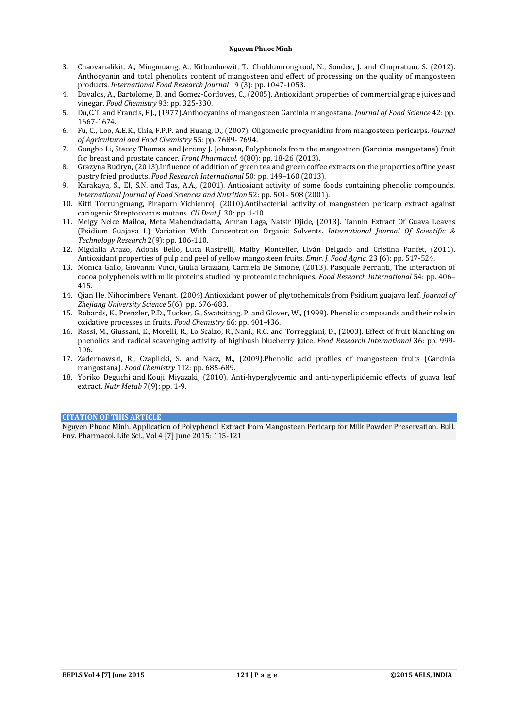3. Chaovanalikit, A., Mingmuang, A., Kitbunluewit, T., Choldumrongkool, N., Sondee, J. and Chupratum, S. (2012). Anthocyanin and total phenolics content of mangosteen and effect of processing on the quality of mangosteen products. *International Food Research Journal* 19 (3): pp. 1047-1053.
4. Davalos, A., Bartolome, B. and Gomez-Cordoves, C., (2005). Antioxidant properties of commercial grape juices and vinegar. *Food Chemistry* 93: pp. 325-330.
5. Du,C.T. and Francis, F.J., (1977).Anthocyanins of mangosteen Garcinia mangostana. *Journal of Food Science* 42: pp. 1667-1674.
6. Fu, C., Loo, A.E.K., Chia, F.P.P. and Huang, D., (2007). Oligomeric procyanidins from mangosteen pericarps. *Journal of Agricultural and Food Chemistry* 55: pp. 7689- 7694.
7. Gongbo Li, Stacey Thomas, and Jeremy J. Johnson, Polyphenols from the mangosteen (Garcinia mangostana) fruit for breast and prostate cancer. *Front Pharmacol.* 4(80): pp. 18-26 (2013).
8. Grazyna Budryn, (2013).Influence of addition of green tea and green coffee extracts on the properties offine yeast pastry fried products. *Food Research International* 50: pp. 149–160 (2013).
9. Karakaya, S., EI, S.N. and Tas, A.A., (2001). Antioxiant activity of some foods containing phenolic compounds. *International Journal of Food Sciences and Nutrition* 52: pp. 501- 508 (2001).
10. Kitti Torrungruang, Piraporn Vichienroj, (2010).Antibacterial activity of mangosteen pericarp extract against cariogenic Streptococcus mutans. *CU Dent J.* 30: pp. 1-10.
11. Meigy Nelce Mailoa, Meta Mahendradatta, Amran Laga, Natsir Djide, (2013). Tannin Extract Of Guava Leaves (Psidium Guajava L) Variation With Concentration Organic Solvents. *International Journal Of Scientific & Technology Research* 2(9): pp. 106-110.
12. Migdalia Arazo, Adonis Bello, Luca Rastrelli, Maiby Montelier, Liván Delgado and Cristina Panfet, (2011). Antioxidant properties of pulp and peel of yellow mangosteen fruits. *Emir. J. Food Agric.* 23 (6): pp. 517-524.
13. Monica Gallo, Giovanni Vinci, Giulia Graziani, Carmela De Simone, (2013). Pasquale Ferranti, The interaction of cocoa polyphenols with milk proteins studied by proteomic techniques. *Food Research International* 54: pp. 406–415.
14. Qian He, Nihorimbere Venant, (2004).Antioxidant power of phytochemicals from Psidium guajava leaf. *Journal of Zhejiang University Science* 5(6): pp. 676-683.
15. Robards, K., Prenzler, P.D., Tucker, G., Swatsitang, P. and Glover, W., (1999). Phenolic compounds and their role in oxidative processes in fruits. *Food Chemistry* 66: pp. 401-436.
16. Rossi, M., Giussani, E., Morelli, R., Lo Scalzo, R., Nani., R.C. and Torreggiani, D., (2003). Effect of fruit blanching on phenolics and radical scavenging activity of highbush blueberry juice. *Food Research International* 36: pp. 999-106.
17. Zadernowski, R., Czaplicki, S. and Nacz, M., (2009).Phenolic acid profiles of mangosteen fruits (Garcinia mangostana). *Food Chemistry* 112: pp. 685-689.
18. Yoriko Deguchi and Kouji Miyazaki, (2010). Anti-hyperglycemic and anti-hyperlipidemic effects of guava leaf extract. *Nutr Metab* 7(9): pp. 1-9.

**CITATION OF THIS ARTICLE**

Nguyen Phuoc Minh. Application of Polyphenol Extract from Mangosteen Pericarp for Milk Powder Preservation. Bull. Env. Pharmacol. Life Sci., Vol 4 [7] June 2015: 115-121